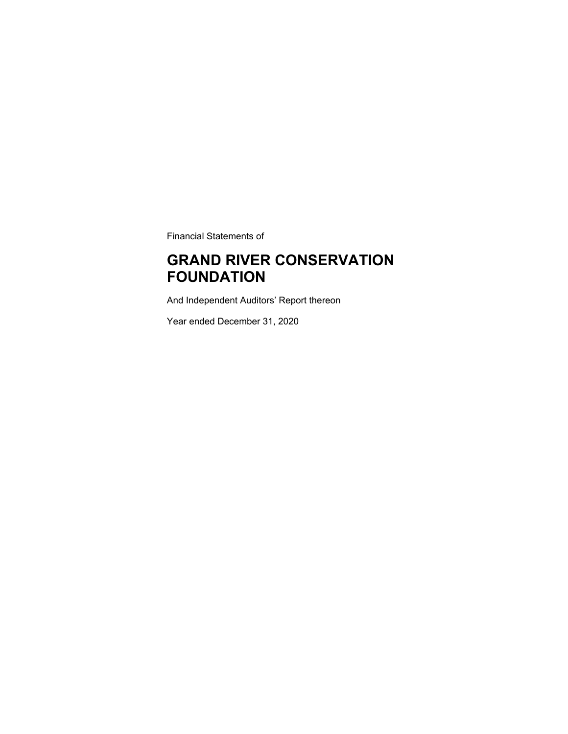Financial Statements of

# GRAND RIVER CONSERVATION FOUNDATION

And Independent Auditors' Report thereon

Year ended December 31, 2020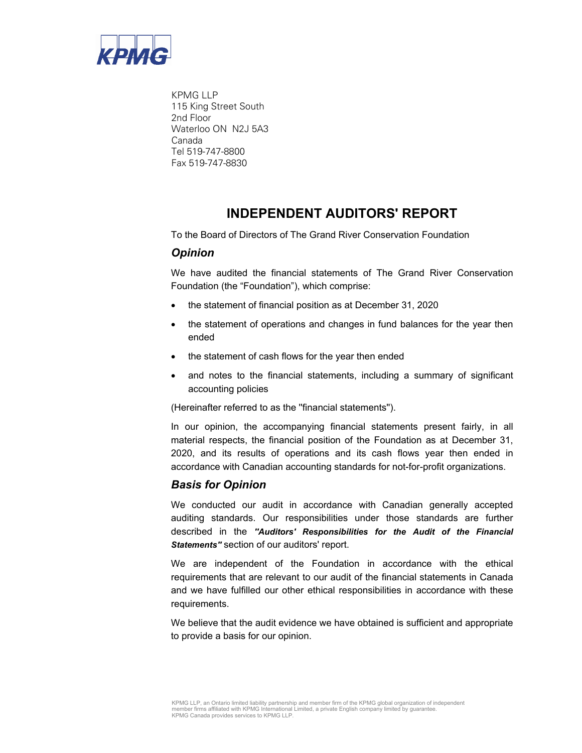KPMG LLP
115 King Street South
2nd Floor
Waterloo ON N2J 5A3
Canada
Tel 519-747-8800
Fax 519-747-8830

# INDEPENDENT AUDITORS' REPORT

To the Board of Directors of The Grand River Conservation Foundation

## *Opinion*

We have audited the financial statements of The Grand River Conservation Foundation (the "Foundation"), which comprise:

- the statement of financial position as at December 31, 2020
- the statement of operations and changes in fund balances for the year then ended
- the statement of cash flows for the year then ended
- and notes to the financial statements, including a summary of significant accounting policies

(Hereinafter referred to as the "financial statements").

In our opinion, the accompanying financial statements present fairly, in all material respects, the financial position of the Foundation as at December 31, 2020, and its results of operations and its cash flows year then ended in accordance with Canadian accounting standards for not-for-profit organizations.

## *Basis for Opinion*

We conducted our audit in accordance with Canadian generally accepted auditing standards. Our responsibilities under those standards are further described in the ***"Auditors' Responsibilities for the Audit of the Financial Statements"*** section of our auditors' report.

We are independent of the Foundation in accordance with the ethical requirements that are relevant to our audit of the financial statements in Canada and we have fulfilled our other ethical responsibilities in accordance with these requirements.

We believe that the audit evidence we have obtained is sufficient and appropriate to provide a basis for our opinion.

KPMG LLP, an Ontario limited liability partnership and member firm of the KPMG global organization of independent member firms affiliated with KPMG International Limited, a private English company limited by guarantee. KPMG Canada provides services to KPMG LLP.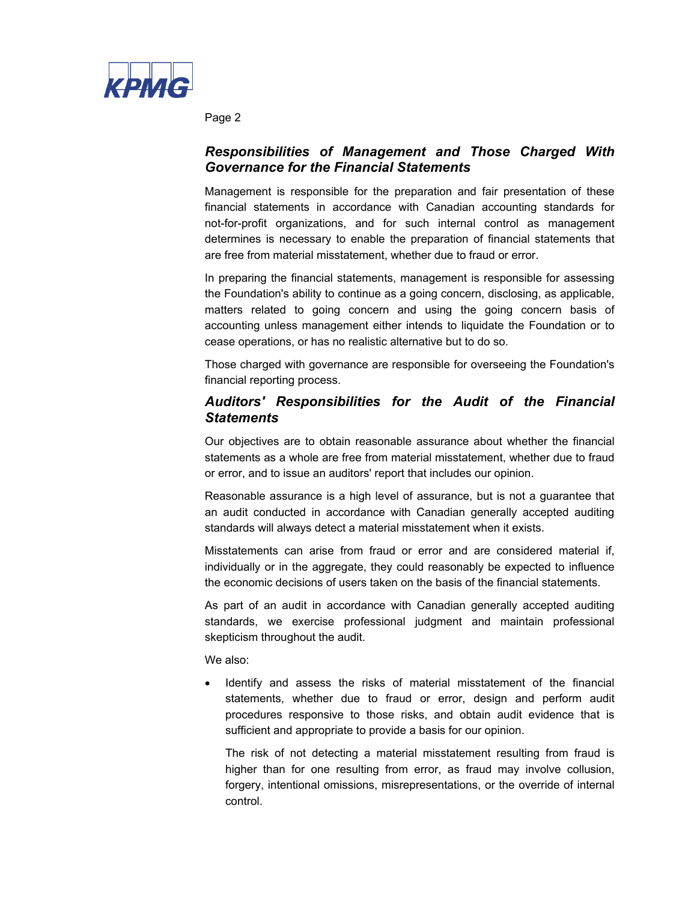### *Responsibilities of Management and Those Charged With Governance for the Financial Statements*

Management is responsible for the preparation and fair presentation of these financial statements in accordance with Canadian accounting standards for not-for-profit organizations, and for such internal control as management determines is necessary to enable the preparation of financial statements that are free from material misstatement, whether due to fraud or error.

In preparing the financial statements, management is responsible for assessing the Foundation's ability to continue as a going concern, disclosing, as applicable, matters related to going concern and using the going concern basis of accounting unless management either intends to liquidate the Foundation or to cease operations, or has no realistic alternative but to do so.

Those charged with governance are responsible for overseeing the Foundation's financial reporting process.

### *Auditors' Responsibilities for the Audit of the Financial Statements*

Our objectives are to obtain reasonable assurance about whether the financial statements as a whole are free from material misstatement, whether due to fraud or error, and to issue an auditors' report that includes our opinion.

Reasonable assurance is a high level of assurance, but is not a guarantee that an audit conducted in accordance with Canadian generally accepted auditing standards will always detect a material misstatement when it exists.

Misstatements can arise from fraud or error and are considered material if, individually or in the aggregate, they could reasonably be expected to influence the economic decisions of users taken on the basis of the financial statements.

As part of an audit in accordance with Canadian generally accepted auditing standards, we exercise professional judgment and maintain professional skepticism throughout the audit.

We also:

- Identify and assess the risks of material misstatement of the financial statements, whether due to fraud or error, design and perform audit procedures responsive to those risks, and obtain audit evidence that is sufficient and appropriate to provide a basis for our opinion.

  The risk of not detecting a material misstatement resulting from fraud is higher than for one resulting from error, as fraud may involve collusion, forgery, intentional omissions, misrepresentations, or the override of internal control.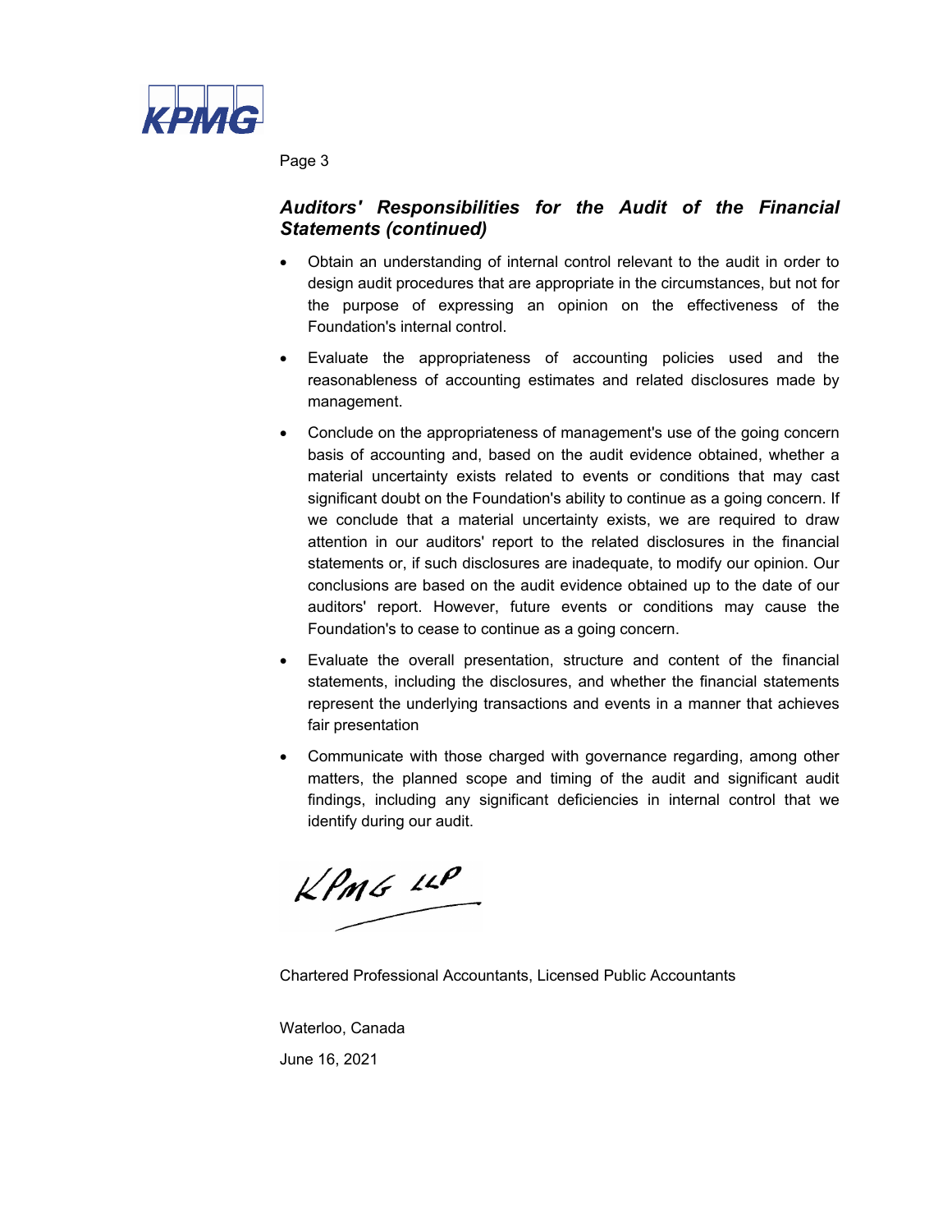## *Auditors' Responsibilities for the Audit of the Financial Statements (continued)*

- Obtain an understanding of internal control relevant to the audit in order to design audit procedures that are appropriate in the circumstances, but not for the purpose of expressing an opinion on the effectiveness of the Foundation's internal control.
- Evaluate the appropriateness of accounting policies used and the reasonableness of accounting estimates and related disclosures made by management.
- Conclude on the appropriateness of management's use of the going concern basis of accounting and, based on the audit evidence obtained, whether a material uncertainty exists related to events or conditions that may cast significant doubt on the Foundation's ability to continue as a going concern. If we conclude that a material uncertainty exists, we are required to draw attention in our auditors' report to the related disclosures in the financial statements or, if such disclosures are inadequate, to modify our opinion. Our conclusions are based on the audit evidence obtained up to the date of our auditors' report. However, future events or conditions may cause the Foundation's to cease to continue as a going concern.
- Evaluate the overall presentation, structure and content of the financial statements, including the disclosures, and whether the financial statements represent the underlying transactions and events in a manner that achieves fair presentation
- Communicate with those charged with governance regarding, among other matters, the planned scope and timing of the audit and significant audit findings, including any significant deficiencies in internal control that we identify during our audit.

KPMG LLP

Chartered Professional Accountants, Licensed Public Accountants

Waterloo, Canada

June 16, 2021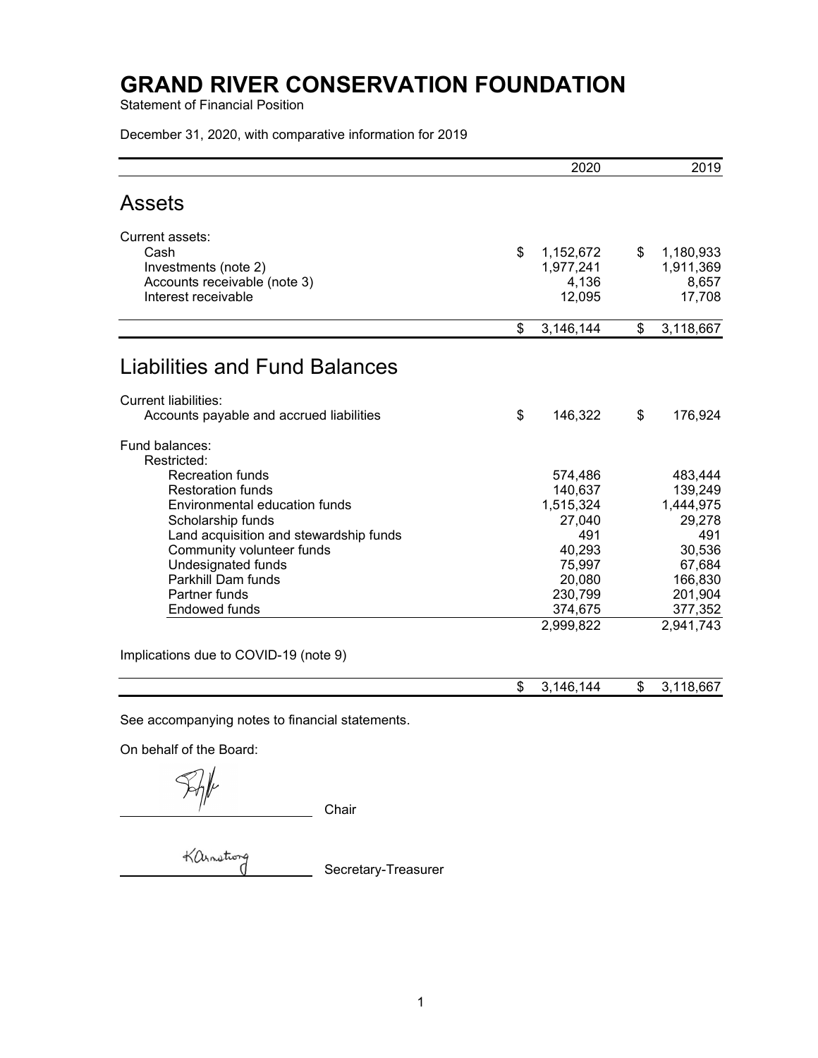# GRAND RIVER CONSERVATION FOUNDATION

Statement of Financial Position

December 31, 2020, with comparative information for 2019

| | 2020 | 2019 |
|---|---|---|
| **Assets** | | |
| Current assets: | | |
| Cash | $ 1,152,672 | $ 1,180,933 |
| Investments (note 2) | 1,977,241 | 1,911,369 |
| Accounts receivable (note 3) | 4,136 | 8,657 |
| Interest receivable | 12,095 | 17,708 |
| | $ 3,146,144 | $ 3,118,667 |
| **Liabilities and Fund Balances** | | |
| Current liabilities: | | |
| Accounts payable and accrued liabilities | $ 146,322 | $ 176,924 |
| Fund balances: | | |
| Restricted: | | |
| Recreation funds | 574,486 | 483,444 |
| Restoration funds | 140,637 | 139,249 |
| Environmental education funds | 1,515,324 | 1,444,975 |
| Scholarship funds | 27,040 | 29,278 |
| Land acquisition and stewardship funds | 491 | 491 |
| Community volunteer funds | 40,293 | 30,536 |
| Undesignated funds | 75,997 | 67,684 |
| Parkhill Dam funds | 20,080 | 166,830 |
| Partner funds | 230,799 | 201,904 |
| Endowed funds | 374,675 | 377,352 |
| | 2,999,822 | 2,941,743 |
| Implications due to COVID-19 (note 9) | | |
| | $ 3,146,144 | $ 3,118,667 |

See accompanying notes to financial statements.

On behalf of the Board:

\_\_\_\_\_\_\_\_\_\_\_\_\_\_\_\_\_\_\_\_ Chair

\_\_\_\_\_\_\_\_\_\_\_\_\_\_\_\_\_\_\_\_ Secretary-Treasurer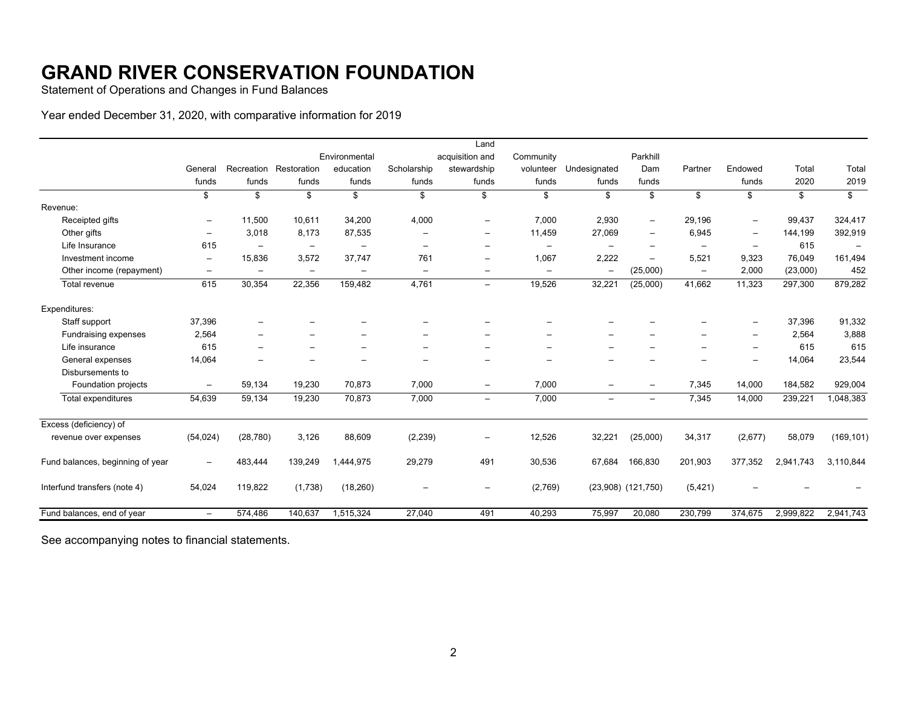# GRAND RIVER CONSERVATION FOUNDATION

Statement of Operations and Changes in Fund Balances

Year ended December 31, 2020, with comparative information for 2019

| | General funds | Recreation funds | Restoration funds | Environmental education funds | Scholarship funds | Land acquisition and stewardship funds | Community volunteer funds | Undesignated funds | Parkhill Dam funds | Partner | Endowed funds | Total 2020 | Total 2019 |
|---|---|---|---|---|---|---|---|---|---|---|---|---|---|
| | $ | $ | $ | $ | $ | $ | $ | $ | $ | $ | $ | $ | $ |
| Revenue: | | | | | | | | | | | | | |
| Receipted gifts | – | 11,500 | 10,611 | 34,200 | 4,000 | – | 7,000 | 2,930 | – | 29,196 | – | 99,437 | 324,417 |
| Other gifts | – | 3,018 | 8,173 | 87,535 | – | – | 11,459 | 27,069 | – | 6,945 | – | 144,199 | 392,919 |
| Life Insurance | 615 | – | – | – | – | – | – | – | – | – | – | 615 | – |
| Investment income | – | 15,836 | 3,572 | 37,747 | 761 | – | 1,067 | 2,222 | – | 5,521 | 9,323 | 76,049 | 161,494 |
| Other income (repayment) | – | – | – | – | – | – | – | – | (25,000) | – | 2,000 | (23,000) | 452 |
| Total revenue | 615 | 30,354 | 22,356 | 159,482 | 4,761 | – | 19,526 | 32,221 | (25,000) | 41,662 | 11,323 | 297,300 | 879,282 |
| Expenditures: | | | | | | | | | | | | | |
| Staff support | 37,396 | – | – | – | – | – | – | – | – | – | – | 37,396 | 91,332 |
| Fundraising expenses | 2,564 | – | – | – | – | – | – | – | – | – | – | 2,564 | 3,888 |
| Life insurance | 615 | – | – | – | – | – | – | – | – | – | – | 615 | 615 |
| General expenses | 14,064 | – | – | – | – | – | – | – | – | – | – | 14,064 | 23,544 |
| Disbursements to Foundation projects | – | 59,134 | 19,230 | 70,873 | 7,000 | – | 7,000 | – | – | 7,345 | 14,000 | 184,582 | 929,004 |
| Total expenditures | 54,639 | 59,134 | 19,230 | 70,873 | 7,000 | – | 7,000 | – | – | 7,345 | 14,000 | 239,221 | 1,048,383 |
| Excess (deficiency) of revenue over expenses | (54,024) | (28,780) | 3,126 | 88,609 | (2,239) | – | 12,526 | 32,221 | (25,000) | 34,317 | (2,677) | 58,079 | (169,101) |
| Fund balances, beginning of year | – | 483,444 | 139,249 | 1,444,975 | 29,279 | 491 | 30,536 | 67,684 | 166,830 | 201,903 | 377,352 | 2,941,743 | 3,110,844 |
| Interfund transfers (note 4) | 54,024 | 119,822 | (1,738) | (18,260) | – | – | (2,769) | (23,908) | (121,750) | (5,421) | – | – | – |
| Fund balances, end of year | – | 574,486 | 140,637 | 1,515,324 | 27,040 | 491 | 40,293 | 75,997 | 20,080 | 230,799 | 374,675 | 2,999,822 | 2,941,743 |

See accompanying notes to financial statements.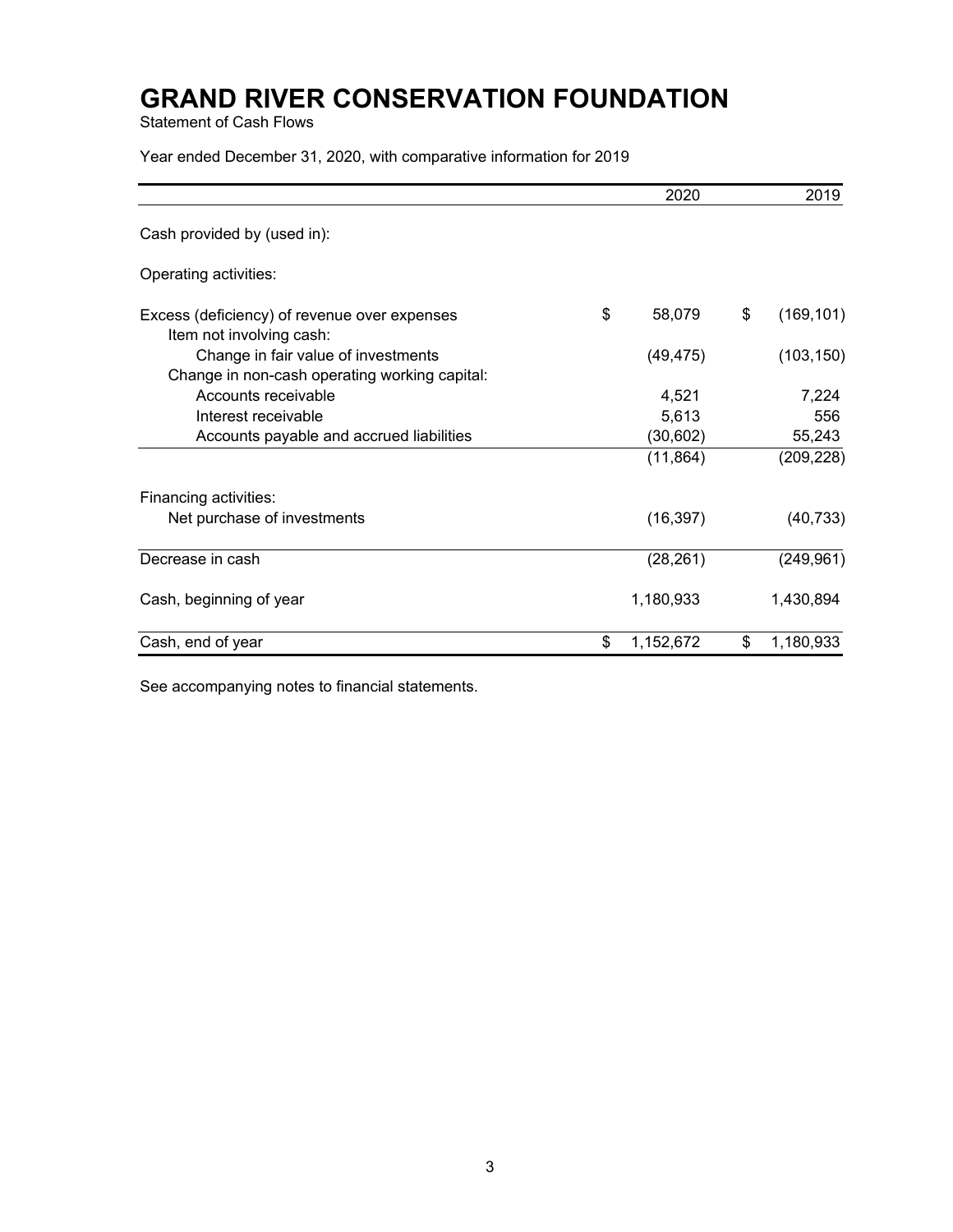# GRAND RIVER CONSERVATION FOUNDATION

Statement of Cash Flows

Year ended December 31, 2020, with comparative information for 2019

| | 2020 | 2019 |
|---|---|---|
| Cash provided by (used in): | | |
| Operating activities: | | |
| Excess (deficiency) of revenue over expenses | $ 58,079 | $ (169,101) |
| Item not involving cash: | | |
| Change in fair value of investments | (49,475) | (103,150) |
| Change in non-cash operating working capital: | | |
| Accounts receivable | 4,521 | 7,224 |
| Interest receivable | 5,613 | 556 |
| Accounts payable and accrued liabilities | (30,602) | 55,243 |
| | (11,864) | (209,228) |
| Financing activities: | | |
| Net purchase of investments | (16,397) | (40,733) |
| Decrease in cash | (28,261) | (249,961) |
| Cash, beginning of year | 1,180,933 | 1,430,894 |
| Cash, end of year | $ 1,152,672 | $ 1,180,933 |

See accompanying notes to financial statements.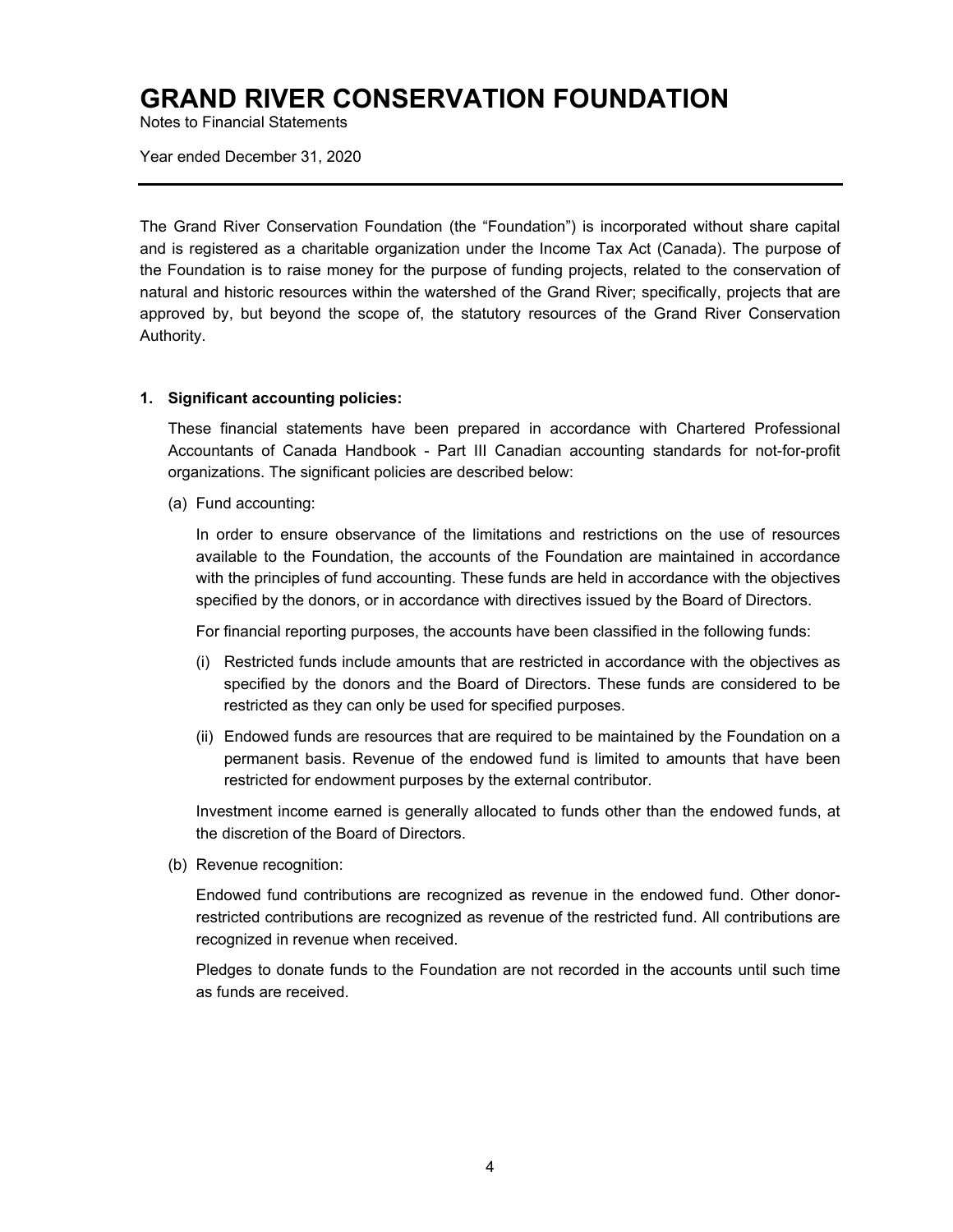# GRAND RIVER CONSERVATION FOUNDATION

Notes to Financial Statements

Year ended December 31, 2020

---

The Grand River Conservation Foundation (the "Foundation") is incorporated without share capital and is registered as a charitable organization under the Income Tax Act (Canada). The purpose of the Foundation is to raise money for the purpose of funding projects, related to the conservation of natural and historic resources within the watershed of the Grand River; specifically, projects that are approved by, but beyond the scope of, the statutory resources of the Grand River Conservation Authority.

**1. Significant accounting policies:**

These financial statements have been prepared in accordance with Chartered Professional Accountants of Canada Handbook - Part III Canadian accounting standards for not-for-profit organizations. The significant policies are described below:

(a) Fund accounting:

In order to ensure observance of the limitations and restrictions on the use of resources available to the Foundation, the accounts of the Foundation are maintained in accordance with the principles of fund accounting. These funds are held in accordance with the objectives specified by the donors, or in accordance with directives issued by the Board of Directors.

For financial reporting purposes, the accounts have been classified in the following funds:

(i) Restricted funds include amounts that are restricted in accordance with the objectives as specified by the donors and the Board of Directors. These funds are considered to be restricted as they can only be used for specified purposes.

(ii) Endowed funds are resources that are required to be maintained by the Foundation on a permanent basis. Revenue of the endowed fund is limited to amounts that have been restricted for endowment purposes by the external contributor.

Investment income earned is generally allocated to funds other than the endowed funds, at the discretion of the Board of Directors.

(b) Revenue recognition:

Endowed fund contributions are recognized as revenue in the endowed fund. Other donor-restricted contributions are recognized as revenue of the restricted fund. All contributions are recognized in revenue when received.

Pledges to donate funds to the Foundation are not recorded in the accounts until such time as funds are received.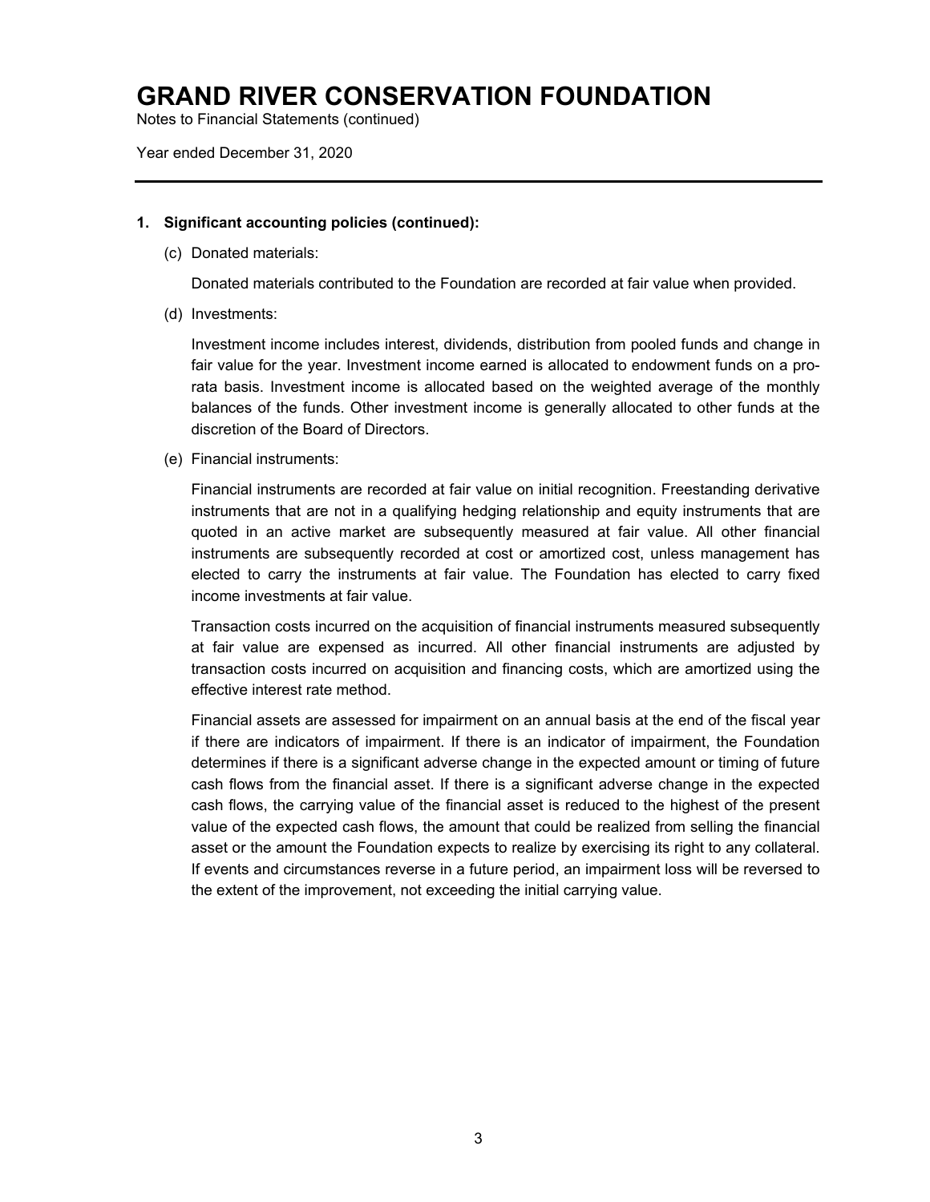# GRAND RIVER CONSERVATION FOUNDATION

Notes to Financial Statements (continued)

Year ended December 31, 2020

---

**1. Significant accounting policies (continued):**

(c) Donated materials:

Donated materials contributed to the Foundation are recorded at fair value when provided.

(d) Investments:

Investment income includes interest, dividends, distribution from pooled funds and change in fair value for the year. Investment income earned is allocated to endowment funds on a pro-rata basis. Investment income is allocated based on the weighted average of the monthly balances of the funds. Other investment income is generally allocated to other funds at the discretion of the Board of Directors.

(e) Financial instruments:

Financial instruments are recorded at fair value on initial recognition. Freestanding derivative instruments that are not in a qualifying hedging relationship and equity instruments that are quoted in an active market are subsequently measured at fair value. All other financial instruments are subsequently recorded at cost or amortized cost, unless management has elected to carry the instruments at fair value. The Foundation has elected to carry fixed income investments at fair value.

Transaction costs incurred on the acquisition of financial instruments measured subsequently at fair value are expensed as incurred. All other financial instruments are adjusted by transaction costs incurred on acquisition and financing costs, which are amortized using the effective interest rate method.

Financial assets are assessed for impairment on an annual basis at the end of the fiscal year if there are indicators of impairment. If there is an indicator of impairment, the Foundation determines if there is a significant adverse change in the expected amount or timing of future cash flows from the financial asset. If there is a significant adverse change in the expected cash flows, the carrying value of the financial asset is reduced to the highest of the present value of the expected cash flows, the amount that could be realized from selling the financial asset or the amount the Foundation expects to realize by exercising its right to any collateral. If events and circumstances reverse in a future period, an impairment loss will be reversed to the extent of the improvement, not exceeding the initial carrying value.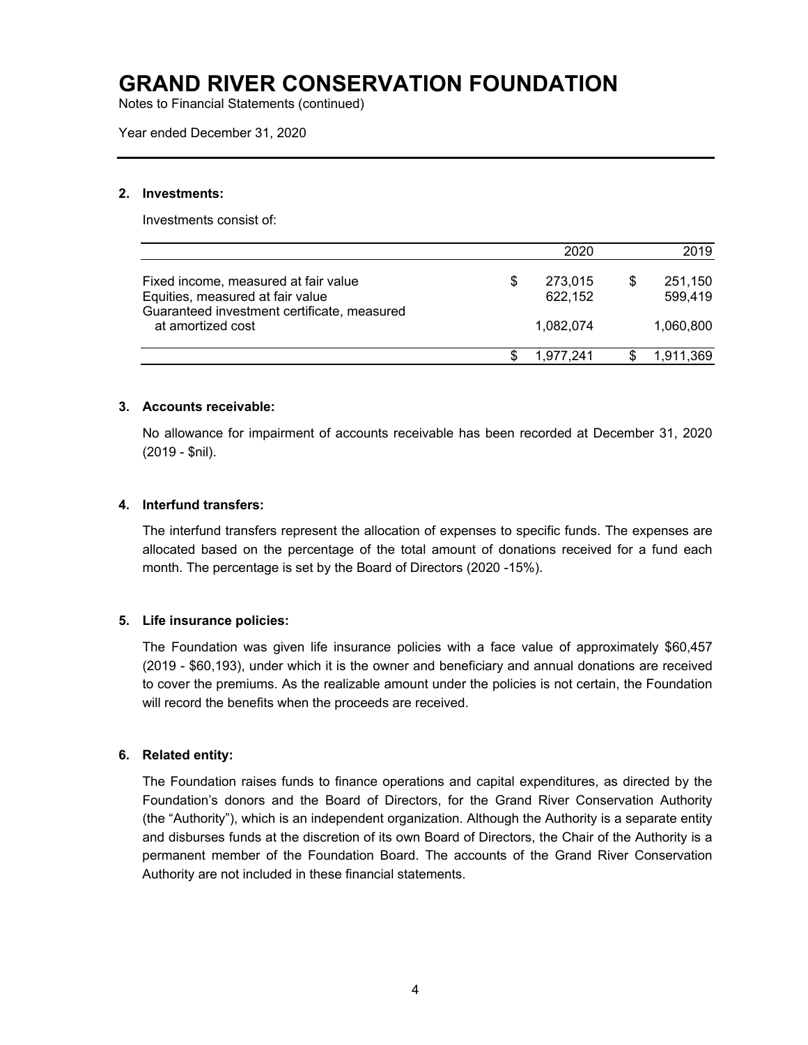# GRAND RIVER CONSERVATION FOUNDATION

Notes to Financial Statements (continued)

Year ended December 31, 2020

## 2. Investments:

Investments consist of:

| | 2020 | 2019 |
|---|---|---|
| Fixed income, measured at fair value | $ 273,015 | $ 251,150 |
| Equities, measured at fair value | 622,152 | 599,419 |
| Guaranteed investment certificate, measured at amortized cost | 1,082,074 | 1,060,800 |
| | $ 1,977,241 | $ 1,911,369 |

## 3. Accounts receivable:

No allowance for impairment of accounts receivable has been recorded at December 31, 2020 (2019 - $nil).

## 4. Interfund transfers:

The interfund transfers represent the allocation of expenses to specific funds. The expenses are allocated based on the percentage of the total amount of donations received for a fund each month. The percentage is set by the Board of Directors (2020 -15%).

## 5. Life insurance policies:

The Foundation was given life insurance policies with a face value of approximately $60,457 (2019 - $60,193), under which it is the owner and beneficiary and annual donations are received to cover the premiums. As the realizable amount under the policies is not certain, the Foundation will record the benefits when the proceeds are received.

## 6. Related entity:

The Foundation raises funds to finance operations and capital expenditures, as directed by the Foundation's donors and the Board of Directors, for the Grand River Conservation Authority (the "Authority"), which is an independent organization. Although the Authority is a separate entity and disburses funds at the discretion of its own Board of Directors, the Chair of the Authority is a permanent member of the Foundation Board. The accounts of the Grand River Conservation Authority are not included in these financial statements.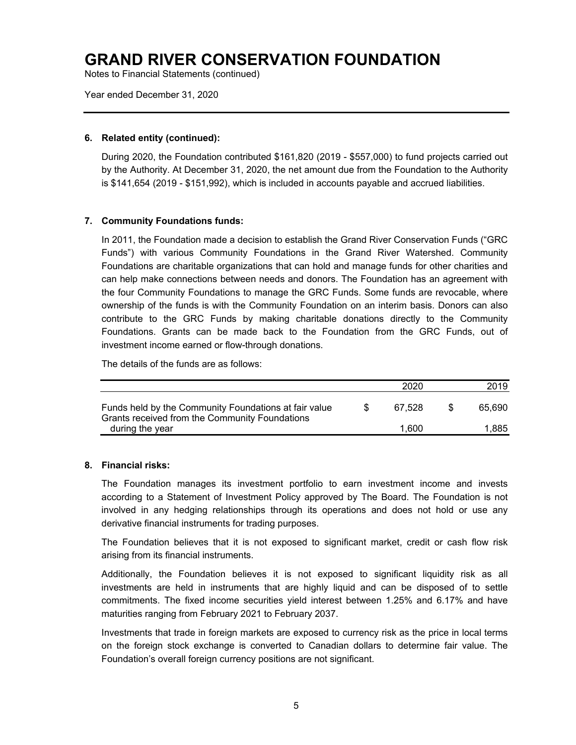# GRAND RIVER CONSERVATION FOUNDATION

Notes to Financial Statements (continued)

Year ended December 31, 2020

### 6. Related entity (continued):

During 2020, the Foundation contributed $161,820 (2019 - $557,000) to fund projects carried out by the Authority. At December 31, 2020, the net amount due from the Foundation to the Authority is $141,654 (2019 - $151,992), which is included in accounts payable and accrued liabilities.

### 7. Community Foundations funds:

In 2011, the Foundation made a decision to establish the Grand River Conservation Funds ("GRC Funds") with various Community Foundations in the Grand River Watershed. Community Foundations are charitable organizations that can hold and manage funds for other charities and can help make connections between needs and donors. The Foundation has an agreement with the four Community Foundations to manage the GRC Funds. Some funds are revocable, where ownership of the funds is with the Community Foundation on an interim basis. Donors can also contribute to the GRC Funds by making charitable donations directly to the Community Foundations. Grants can be made back to the Foundation from the GRC Funds, out of investment income earned or flow-through donations.

The details of the funds are as follows:

| | 2020 | 2019 |
|---|---|---|
| Funds held by the Community Foundations at fair value | $ 67,528 | $ 65,690 |
| Grants received from the Community Foundations during the year | 1,600 | 1,885 |

### 8. Financial risks:

The Foundation manages its investment portfolio to earn investment income and invests according to a Statement of Investment Policy approved by The Board. The Foundation is not involved in any hedging relationships through its operations and does not hold or use any derivative financial instruments for trading purposes.

The Foundation believes that it is not exposed to significant market, credit or cash flow risk arising from its financial instruments.

Additionally, the Foundation believes it is not exposed to significant liquidity risk as all investments are held in instruments that are highly liquid and can be disposed of to settle commitments. The fixed income securities yield interest between 1.25% and 6.17% and have maturities ranging from February 2021 to February 2037.

Investments that trade in foreign markets are exposed to currency risk as the price in local terms on the foreign stock exchange is converted to Canadian dollars to determine fair value. The Foundation's overall foreign currency positions are not significant.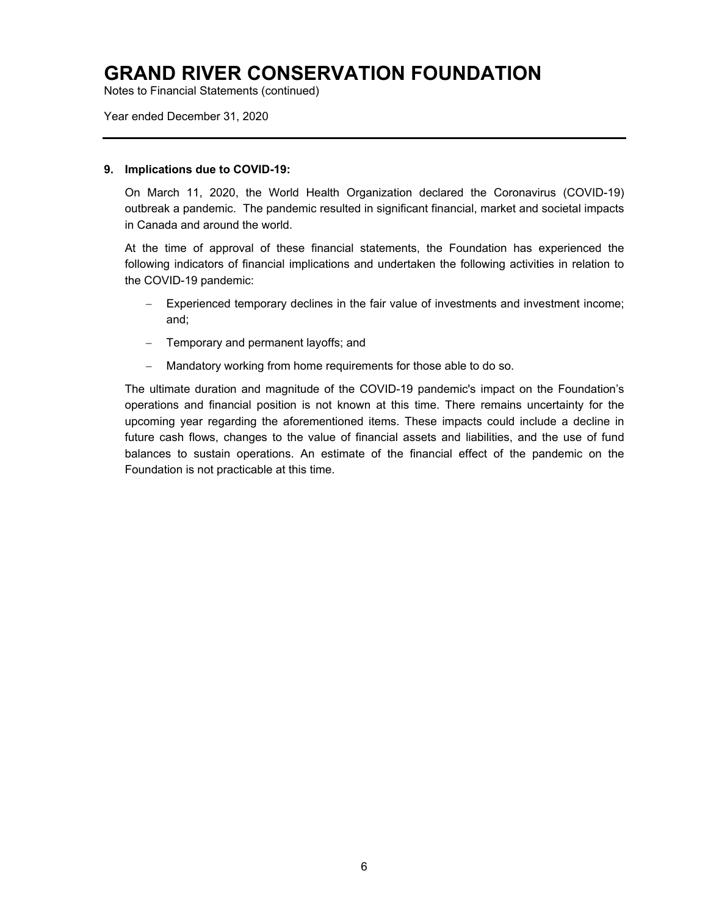# GRAND RIVER CONSERVATION FOUNDATION

Notes to Financial Statements (continued)

Year ended December 31, 2020

## 9. Implications due to COVID-19:

On March 11, 2020, the World Health Organization declared the Coronavirus (COVID-19) outbreak a pandemic. The pandemic resulted in significant financial, market and societal impacts in Canada and around the world.

At the time of approval of these financial statements, the Foundation has experienced the following indicators of financial implications and undertaken the following activities in relation to the COVID-19 pandemic:

- Experienced temporary declines in the fair value of investments and investment income; and;
- Temporary and permanent layoffs; and
- Mandatory working from home requirements for those able to do so.

The ultimate duration and magnitude of the COVID-19 pandemic's impact on the Foundation's operations and financial position is not known at this time. There remains uncertainty for the upcoming year regarding the aforementioned items. These impacts could include a decline in future cash flows, changes to the value of financial assets and liabilities, and the use of fund balances to sustain operations. An estimate of the financial effect of the pandemic on the Foundation is not practicable at this time.